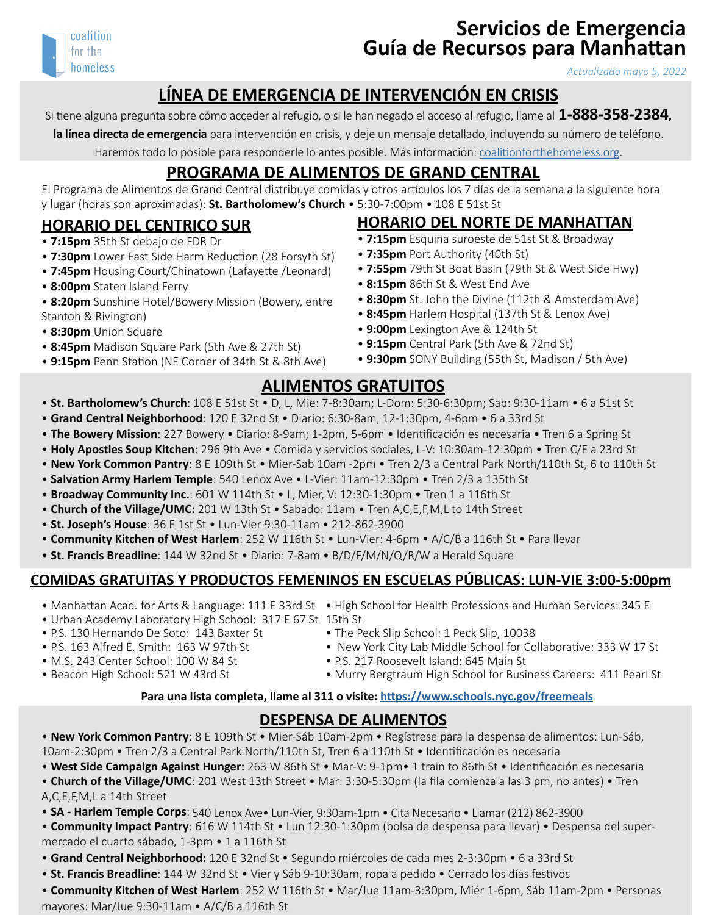coalition for the homeless

# Servicios de Emergencia
# Guía de Recursos para Manhattan

*Actualizado mayo 5, 2022*

## LÍNEA DE EMERGENCIA DE INTERVENCIÓN EN CRISIS

Si tiene alguna pregunta sobre cómo acceder al refugio, o si le han negado el acceso al refugio, llame al **1-888-358-2384, la línea directa de emergencia** para intervención en crisis, y deje un mensaje detallado, incluyendo su número de teléfono. Haremos todo lo posible para responderle lo antes posible. Más información: coalitionforthehomeless.org.

## PROGRAMA DE ALIMENTOS DE GRAND CENTRAL

El Programa de Alimentos de Grand Central distribuye comidas y otros artículos los 7 días de la semana a la siguiente hora y lugar (horas son aproximadas): **St. Bartholomew's Church** • 5:30-7:00pm • 108 E 51st St

### HORARIO DEL CENTRICO SUR

- **7:15pm** 35th St debajo de FDR Dr
- **7:30pm** Lower East Side Harm Reduction (28 Forsyth St)
- **7:45pm** Housing Court/Chinatown (Lafayette /Leonard)
- **8:00pm** Staten Island Ferry
- **8:20pm** Sunshine Hotel/Bowery Mission (Bowery, entre Stanton & Rivington)
- **8:30pm** Union Square
- **8:45pm** Madison Square Park (5th Ave & 27th St)
- **9:15pm** Penn Station (NE Corner of 34th St & 8th Ave)

### HORARIO DEL NORTE DE MANHATTAN

- **7:15pm** Esquina suroeste de 51st St & Broadway
- **7:35pm** Port Authority (40th St)
- **7:55pm** 79th St Boat Basin (79th St & West Side Hwy)
- **8:15pm** 86th St & West End Ave
- **8:30pm** St. John the Divine (112th & Amsterdam Ave)
- **8:45pm** Harlem Hospital (137th St & Lenox Ave)
- **9:00pm** Lexington Ave & 124th St
- **9:15pm** Central Park (5th Ave & 72nd St)
- **9:30pm** SONY Building (55th St, Madison / 5th Ave)

## ALIMENTOS GRATUITOS

- **St. Bartholomew's Church**: 108 E 51st St • D, L, Mie: 7-8:30am; L-Dom: 5:30-6:30pm; Sab: 9:30-11am • 6 a 51st St
- **Grand Central Neighborhood**: 120 E 32nd St • Diario: 6:30-8am, 12-1:30pm, 4-6pm • 6 a 33rd St
- **The Bowery Mission**: 227 Bowery • Diario: 8-9am; 1-2pm, 5-6pm • Identificación es necesaria • Tren 6 a Spring St
- **Holy Apostles Soup Kitchen**: 296 9th Ave • Comida y servicios sociales, L-V: 10:30am-12:30pm • Tren C/E a 23rd St
- **New York Common Pantry**: 8 E 109th St • Mier-Sab 10am -2pm • Tren 2/3 a Central Park North/110th St, 6 to 110th St
- **Salvation Army Harlem Temple**: 540 Lenox Ave • L-Vier: 11am-12:30pm • Tren 2/3 a 135th St
- **Broadway Community Inc.**: 601 W 114th St • L, Mier, V: 12:30-1:30pm • Tren 1 a 116th St
- **Church of the Village/UMC:** 201 W 13th St • Sabado: 11am • Tren A,C,E,F,M,L to 14th Street
- **St. Joseph's House**: 36 E 1st St • Lun-Vier 9:30-11am • 212-862-3900
- **Community Kitchen of West Harlem**: 252 W 116th St • Lun-Vier: 4-6pm • A/C/B a 116th St • Para llevar
- **St. Francis Breadline**: 144 W 32nd St • Diario: 7-8am • B/D/F/M/N/Q/R/W a Herald Square

## COMIDAS GRATUITAS Y PRODUCTOS FEMENINOS EN ESCUELAS PÚBLICAS: LUN-VIE 3:00-5:00pm

- Manhattan Acad. for Arts & Language: 111 E 33rd St
- Urban Academy Laboratory High School: 317 E 67 St
- P.S. 130 Hernando De Soto: 143 Baxter St
- P.S. 163 Alfred E. Smith: 163 W 97th St
- M.S. 243 Center School: 100 W 84 St
- Beacon High School: 521 W 43rd St
- High School for Health Professions and Human Services: 345 E 15th St
- The Peck Slip School: 1 Peck Slip, 10038
- New York City Lab Middle School for Collaborative: 333 W 17 St
- P.S. 217 Roosevelt Island: 645 Main St
- Murry Bergtraum High School for Business Careers: 411 Pearl St

**Para una lista completa, llame al 311 o visite: https://www.schools.nyc.gov/freemeals**

## DESPENSA DE ALIMENTOS

- **New York Common Pantry**: 8 E 109th St • Mier-Sáb 10am-2pm • Regístrese para la despensa de alimentos: Lun-Sáb, 10am-2:30pm • Tren 2/3 a Central Park North/110th St, Tren 6 a 110th St • Identificación es necesaria
- **West Side Campaign Against Hunger:** 263 W 86th St • Mar-V: 9-1pm• 1 train to 86th St • Identificación es necesaria
- **Church of the Village/UMC**: 201 West 13th Street • Mar: 3:30-5:30pm (la fila comienza a las 3 pm, no antes) • Tren A,C,E,F,M,L a 14th Street
- **SA - Harlem Temple Corps**: 540 Lenox Ave• Lun-Vier, 9:30am-1pm • Cita Necesario • Llamar (212) 862-3900
- **Community Impact Pantry**: 616 W 114th St • Lun 12:30-1:30pm (bolsa de despensa para llevar) • Despensa del supermercado el cuarto sábado, 1-3pm • 1 a 116th St
- **Grand Central Neighborhood:** 120 E 32nd St • Segundo miércoles de cada mes 2-3:30pm • 6 a 33rd St
- **St. Francis Breadline**: 144 W 32nd St • Vier y Sáb 9-10:30am, ropa a pedido • Cerrado los días festivos
- **Community Kitchen of West Harlem**: 252 W 116th St • Mar/Jue 11am-3:30pm, Miér 1-6pm, Sáb 11am-2pm • Personas mayores: Mar/Jue 9:30-11am • A/C/B a 116th St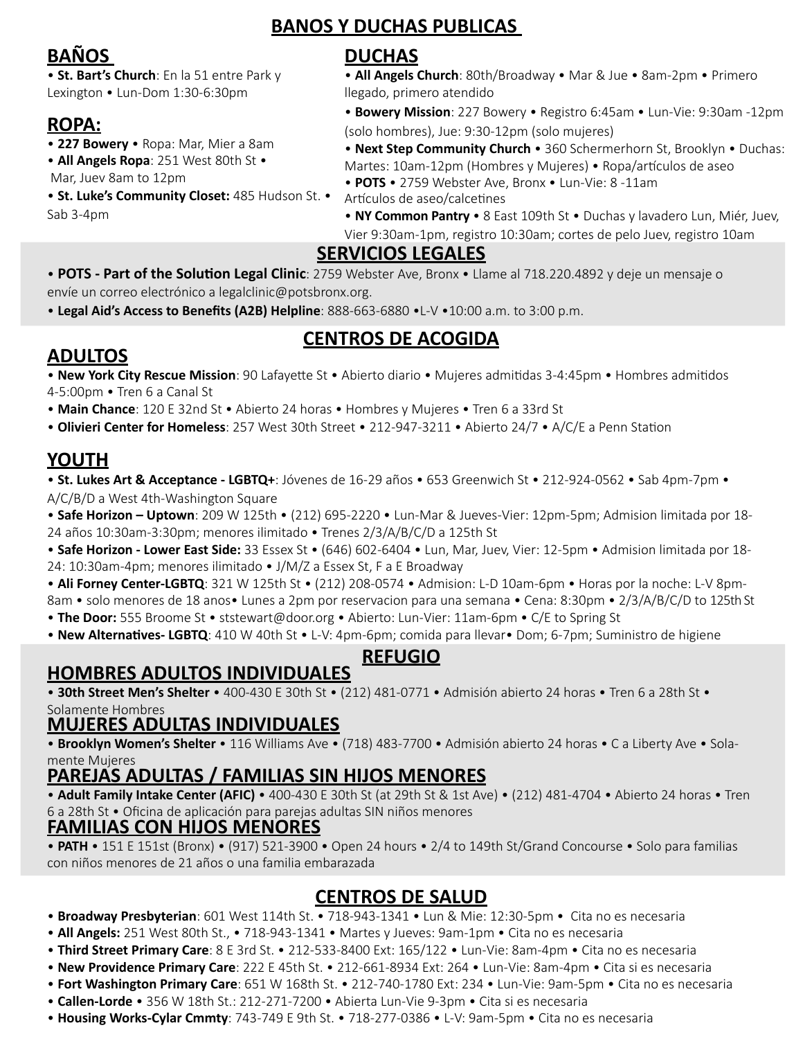# BANOS Y DUCHAS PUBLICAS

## BAÑOS

- **St. Bart's Church**: En la 51 entre Park y Lexington • Lun-Dom 1:30-6:30pm

## ROPA:

- **227 Bowery** • Ropa: Mar, Mier a 8am
- **All Angels Ropa**: 251 West 80th St • Mar, Juev 8am to 12pm
- **St. Luke's Community Closet:** 485 Hudson St. • Sab 3-4pm

## DUCHAS

- **All Angels Church**: 80th/Broadway • Mar & Jue • 8am-2pm • Primero llegado, primero atendido
- **Bowery Mission**: 227 Bowery • Registro 6:45am • Lun-Vie: 9:30am -12pm (solo hombres), Jue: 9:30-12pm (solo mujeres)
- **Next Step Community Church** • 360 Schermerhorn St, Brooklyn • Duchas: Martes: 10am-12pm (Hombres y Mujeres) • Ropa/artículos de aseo
- **POTS** • 2759 Webster Ave, Bronx • Lun-Vie: 8 -11am Artículos de aseo/calcetines
- **NY Common Pantry** • 8 East 109th St • Duchas y lavadero Lun, Miér, Juev, Vier 9:30am-1pm, registro 10:30am; cortes de pelo Juev, registro 10am

# SERVICIOS LEGALES

- **POTS - Part of the Solution Legal Clinic**: 2759 Webster Ave, Bronx • Llame al 718.220.4892 y deje un mensaje o envíe un correo electrónico a legalclinic@potsbronx.org.
- **Legal Aid's Access to Benefits (A2B) Helpline**: 888-663-6880 •L-V •10:00 a.m. to 3:00 p.m.

# CENTROS DE ACOGIDA

## ADULTOS

- **New York City Rescue Mission**: 90 Lafayette St • Abierto diario • Mujeres admitidas 3-4:45pm • Hombres admitidos 4-5:00pm • Tren 6 a Canal St
- **Main Chance**: 120 E 32nd St • Abierto 24 horas • Hombres y Mujeres • Tren 6 a 33rd St
- **Olivieri Center for Homeless**: 257 West 30th Street • 212-947-3211 • Abierto 24/7 • A/C/E a Penn Station

## YOUTH

- **St. Lukes Art & Acceptance - LGBTQ+**: Jóvenes de 16-29 años • 653 Greenwich St • 212-924-0562 • Sab 4pm-7pm • A/C/B/D a West 4th-Washington Square
- **Safe Horizon – Uptown**: 209 W 125th • (212) 695-2220 • Lun-Mar & Jueves-Vier: 12pm-5pm; Admision limitada por 18-24 años 10:30am-3:30pm; menores ilimitado • Trenes 2/3/A/B/C/D a 125th St
- **Safe Horizon - Lower East Side:** 33 Essex St • (646) 602-6404 • Lun, Mar, Juev, Vier: 12-5pm • Admision limitada por 18-24: 10:30am-4pm; menores ilimitado • J/M/Z a Essex St, F a E Broadway
- **Ali Forney Center-LGBTQ**: 321 W 125th St • (212) 208-0574 • Admision: L-D 10am-6pm • Horas por la noche: L-V 8pm-8am • solo menores de 18 anos• Lunes a 2pm por reservacion para una semana • Cena: 8:30pm • 2/3/A/B/C/D to 125th St
- **The Door:** 555 Broome St • ststewart@door.org • Abierto: Lun-Vier: 11am-6pm • C/E to Spring St
- **New Alternatives- LGBTQ**: 410 W 40th St • L-V: 4pm-6pm; comida para llevar• Dom; 6-7pm; Suministro de higiene

# REFUGIO

## HOMBRES ADULTOS INDIVIDUALES

- **30th Street Men's Shelter** • 400-430 E 30th St • (212) 481-0771 • Admisión abierto 24 horas • Tren 6 a 28th St • Solamente Hombres

## MUJERES ADULTAS INDIVIDUALES

- **Brooklyn Women's Shelter** • 116 Williams Ave • (718) 483-7700 • Admisión abierto 24 horas • C a Liberty Ave • Solamente Mujeres

## PAREJAS ADULTAS / FAMILIAS SIN HIJOS MENORES

- **Adult Family Intake Center (AFIC)** • 400-430 E 30th St (at 29th St & 1st Ave) • (212) 481-4704 • Abierto 24 horas • Tren 6 a 28th St • Oficina de aplicación para parejas adultas SIN niños menores

## FAMILIAS CON HIJOS MENORES

- **PATH** • 151 E 151st (Bronx) • (917) 521-3900 • Open 24 hours • 2/4 to 149th St/Grand Concourse • Solo para familias con niños menores de 21 años o una familia embarazada

# CENTROS DE SALUD

- **Broadway Presbyterian**: 601 West 114th St. • 718-943-1341 • Lun & Mie: 12:30-5pm • Cita no es necesaria
- **All Angels:** 251 West 80th St., • 718-943-1341 • Martes y Jueves: 9am-1pm • Cita no es necesaria
- **Third Street Primary Care**: 8 E 3rd St. • 212-533-8400 Ext: 165/122 • Lun-Vie: 8am-4pm • Cita no es necesaria
- **New Providence Primary Care**: 222 E 45th St. • 212-661-8934 Ext: 264 • Lun-Vie: 8am-4pm • Cita si es necesaria
- **Fort Washington Primary Care**: 651 W 168th St. • 212-740-1780 Ext: 234 • Lun-Vie: 9am-5pm • Cita no es necesaria
- **Callen-Lorde** • 356 W 18th St.: 212-271-7200 • Abierta Lun-Vie 9-3pm • Cita si es necesaria
- **Housing Works-Cylar Cmmty**: 743-749 E 9th St. • 718-277-0386 • L-V: 9am-5pm • Cita no es necesaria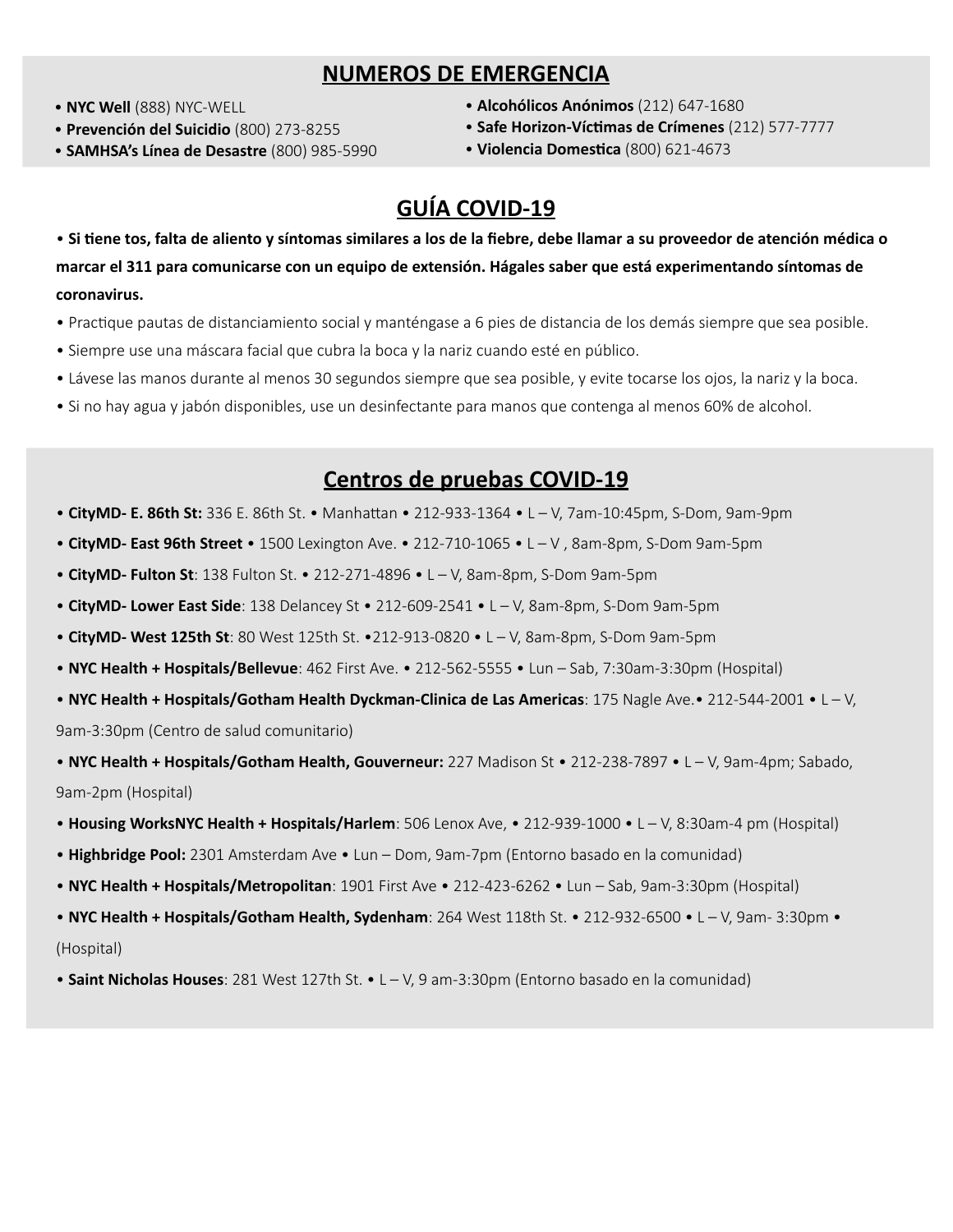## NUMEROS DE EMERGENCIA

- **NYC Well** (888) NYC-WELL
- **Prevención del Suicidio** (800) 273-8255
- **SAMHSA's Línea de Desastre** (800) 985-5990
- **Alcohólicos Anónimos** (212) 647-1680
- **Safe Horizon-Víctimas de Crímenes** (212) 577-7777
- **Violencia Domestica** (800) 621-4673

## GUÍA COVID-19

- **Si tiene tos, falta de aliento y síntomas similares a los de la fiebre, debe llamar a su proveedor de atención médica o marcar el 311 para comunicarse con un equipo de extensión. Hágales saber que está experimentando síntomas de coronavirus.**
- Practique pautas de distanciamiento social y manténgase a 6 pies de distancia de los demás siempre que sea posible.
- Siempre use una máscara facial que cubra la boca y la nariz cuando esté en público.
- Lávese las manos durante al menos 30 segundos siempre que sea posible, y evite tocarse los ojos, la nariz y la boca.
- Si no hay agua y jabón disponibles, use un desinfectante para manos que contenga al menos 60% de alcohol.

## Centros de pruebas COVID-19

- **CityMD- E. 86th St:** 336 E. 86th St. • Manhattan • 212-933-1364 • L – V, 7am-10:45pm, S-Dom, 9am-9pm
- **CityMD- East 96th Street** • 1500 Lexington Ave. • 212-710-1065 • L – V , 8am-8pm, S-Dom 9am-5pm
- **CityMD- Fulton St**: 138 Fulton St. • 212-271-4896 • L – V, 8am-8pm, S-Dom 9am-5pm
- **CityMD- Lower East Side**: 138 Delancey St • 212-609-2541 • L – V, 8am-8pm, S-Dom 9am-5pm
- **CityMD- West 125th St**: 80 West 125th St. •212-913-0820 • L – V, 8am-8pm, S-Dom 9am-5pm
- **NYC Health + Hospitals/Bellevue**: 462 First Ave. • 212-562-5555 • Lun – Sab, 7:30am-3:30pm (Hospital)
- **NYC Health + Hospitals/Gotham Health Dyckman-Clinica de Las Americas**: 175 Nagle Ave.• 212-544-2001 • L – V, 9am-3:30pm (Centro de salud comunitario)
- **NYC Health + Hospitals/Gotham Health, Gouverneur:** 227 Madison St • 212-238-7897 • L – V, 9am-4pm; Sabado, 9am-2pm (Hospital)
- **Housing WorksNYC Health + Hospitals/Harlem**: 506 Lenox Ave, • 212-939-1000 • L – V, 8:30am-4 pm (Hospital)
- **Highbridge Pool:** 2301 Amsterdam Ave • Lun – Dom, 9am-7pm (Entorno basado en la comunidad)
- **NYC Health + Hospitals/Metropolitan**: 1901 First Ave • 212-423-6262 • Lun – Sab, 9am-3:30pm (Hospital)
- **NYC Health + Hospitals/Gotham Health, Sydenham**: 264 West 118th St. • 212-932-6500 • L – V, 9am- 3:30pm • (Hospital)
- **Saint Nicholas Houses**: 281 West 127th St. • L – V, 9 am-3:30pm (Entorno basado en la comunidad)